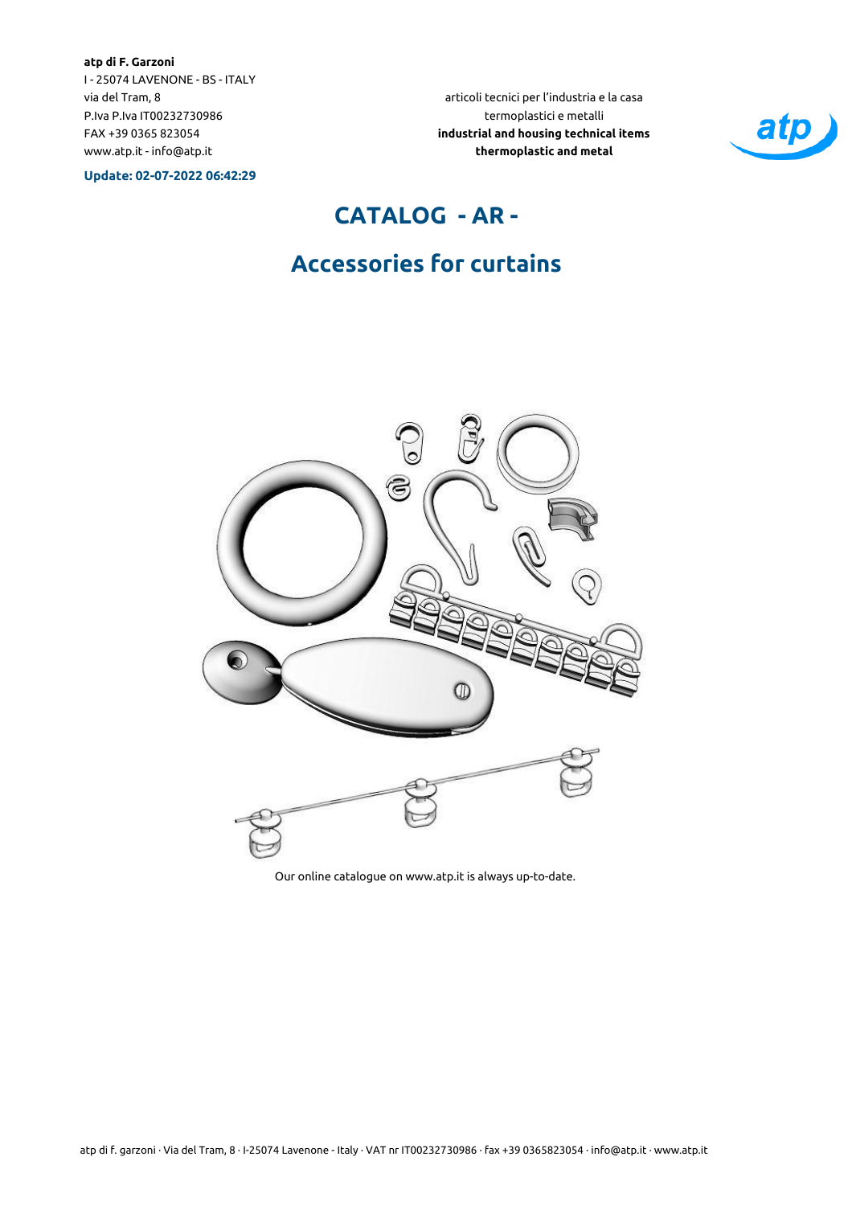**atp di F. Garzoni**
I - 25074 LAVENONE - BS - ITALY
via del Tram, 8
P.Iva P.Iva IT00232730986
FAX +39 0365 823054
www.atp.it - info@atp.it

**Update: 02-07-2022 06:42:29**

articoli tecnici per l'industria e la casa
termoplastici e metalli
**industrial and housing technical items**
**thermoplastic and metal**

# CATALOG - AR -

## Accessories for curtains

Our online catalogue on www.atp.it is always up-to-date.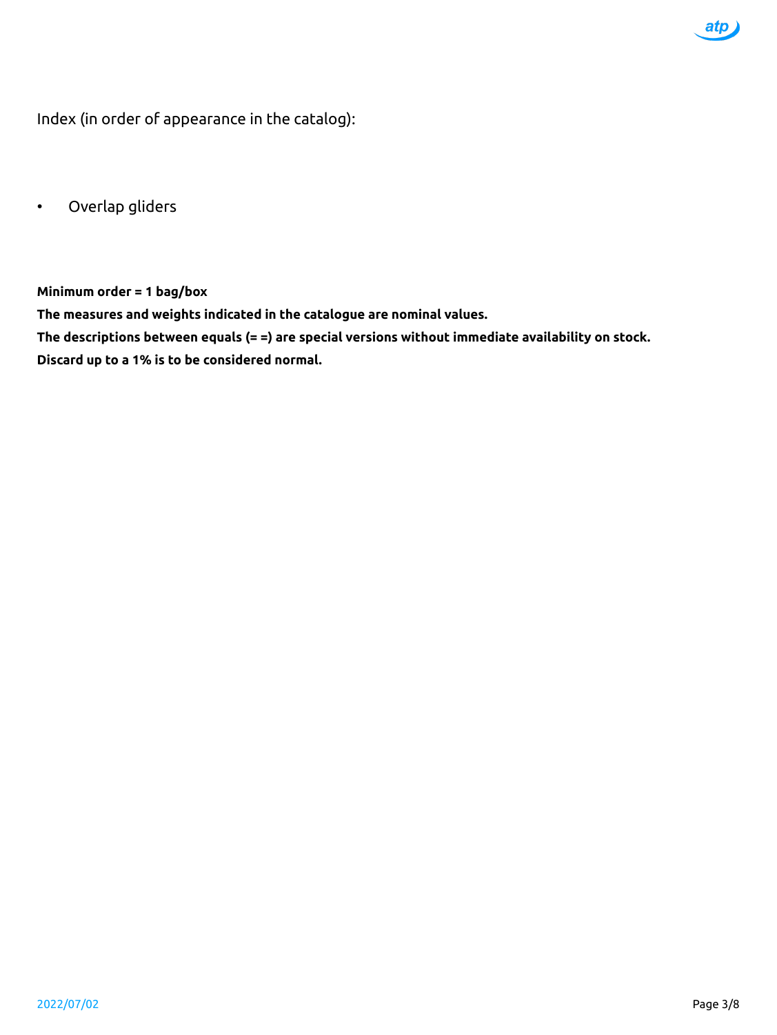Index (in order of appearance in the catalog):

- Overlap gliders

**Minimum order = 1 bag/box**

**The measures and weights indicated in the catalogue are nominal values.**

**The descriptions between equals (= =) are special versions without immediate availability on stock.**

**Discard up to a 1% is to be considered normal.**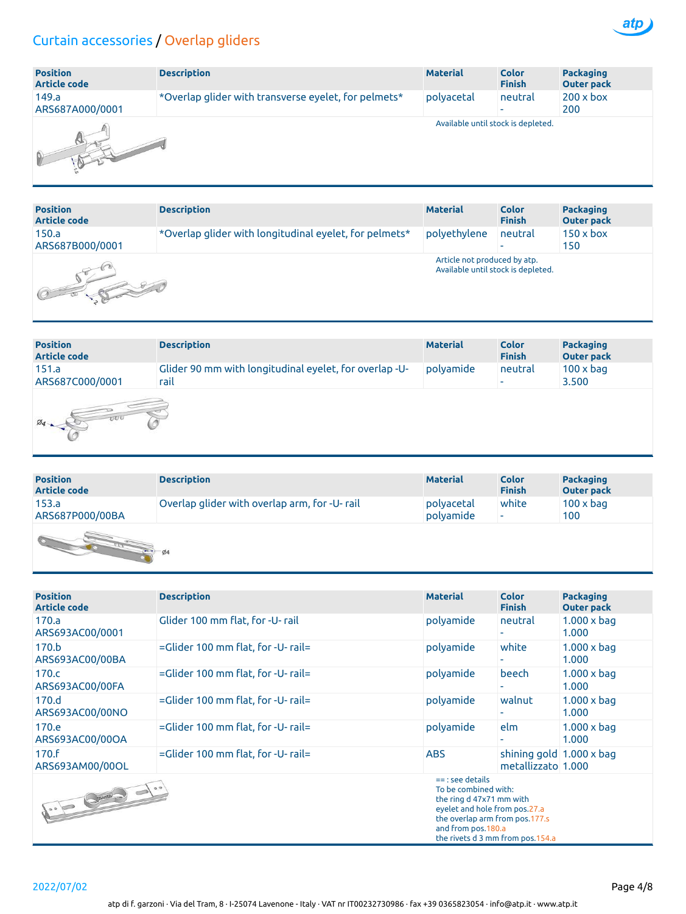# Curtain accessories / Overlap gliders

| Position<br>Article code | Description | Material | Color<br>Finish | Packaging<br>Outer pack |
|---|---|---|---|---|
| 149.a<br>ARS687A000/0001 | *Overlap glider with transverse eyelet, for pelmets* | polyacetal | neutral<br>- | 200 x box<br>200 |

Available until stock is depleted.

| Position<br>Article code | Description | Material | Color<br>Finish | Packaging<br>Outer pack |
|---|---|---|---|---|
| 150.a<br>ARS687B000/0001 | *Overlap glider with longitudinal eyelet, for pelmets* | polyethylene | neutral<br>- | 150 x box<br>150 |

Article not produced by atp.
Available until stock is depleted.

| Position<br>Article code | Description | Material | Color<br>Finish | Packaging<br>Outer pack |
|---|---|---|---|---|
| 151.a<br>ARS687C000/0001 | Glider 90 mm with longitudinal eyelet, for overlap -U- rail | polyamide | neutral<br>- | 100 x bag<br>3.500 |

| Position<br>Article code | Description | Material | Color<br>Finish | Packaging<br>Outer pack |
|---|---|---|---|---|
| 153.a<br>ARS687P000/00BA | Overlap glider with overlap arm, for -U- rail | polyacetal<br>polyamide | white<br>- | 100 x bag<br>100 |

| Position<br>Article code | Description | Material | Color<br>Finish | Packaging<br>Outer pack |
|---|---|---|---|---|
| 170.a<br>ARS693AC00/0001 | Glider 100 mm flat, for -U- rail | polyamide | neutral<br>- | 1.000 x bag<br>1.000 |
| 170.b<br>ARS693AC00/00BA | =Glider 100 mm flat, for -U- rail= | polyamide | white<br>- | 1.000 x bag<br>1.000 |
| 170.c<br>ARS693AC00/00FA | =Glider 100 mm flat, for -U- rail= | polyamide | beech<br>- | 1.000 x bag<br>1.000 |
| 170.d<br>ARS693AC00/00NO | =Glider 100 mm flat, for -U- rail= | polyamide | walnut<br>- | 1.000 x bag<br>1.000 |
| 170.e<br>ARS693AC00/00OA | =Glider 100 mm flat, for -U- rail= | polyamide | elm<br>- | 1.000 x bag<br>1.000 |
| 170.f<br>ARS693AM00/00OL | =Glider 100 mm flat, for -U- rail= | ABS | shining gold<br>metallizzato | 1.000 x bag<br>1.000 |

== : see details
To be combined with:
the ring d 47x71 mm with eyelet and hole from pos.27.a
the overlap arm from pos.177.s
and from pos.180.a
the rivets d 3 mm from pos.154.a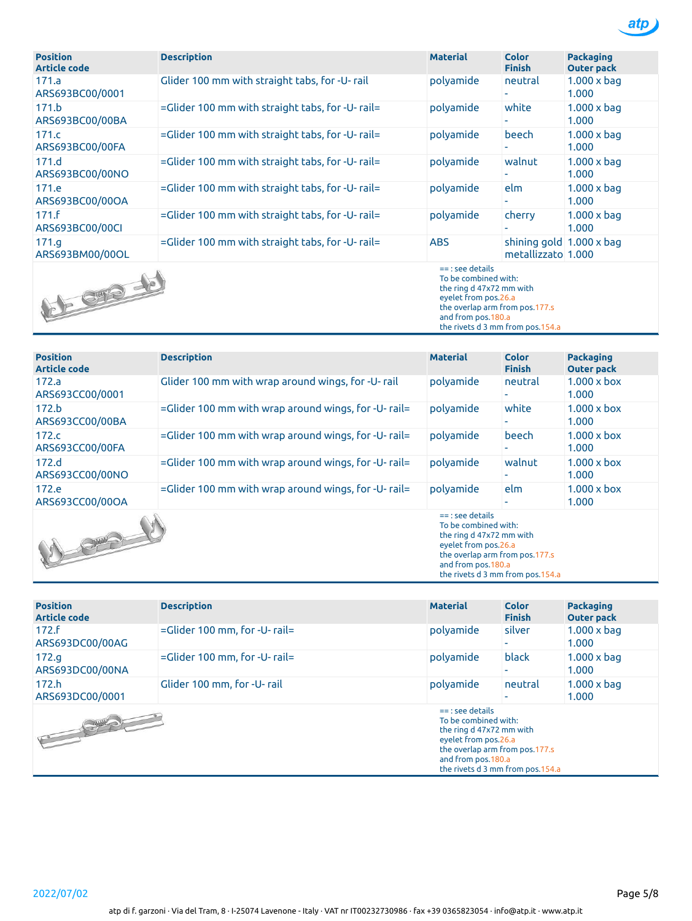| Position<br>Article code | Description | Material | Color<br>Finish | Packaging<br>Outer pack |
|---|---|---|---|---|
| 171.a<br>ARS693BC00/0001 | Glider 100 mm with straight tabs, for -U- rail | polyamide | neutral<br>- | 1.000 x bag<br>1.000 |
| 171.b<br>ARS693BC00/00BA | =Glider 100 mm with straight tabs, for -U- rail= | polyamide | white<br>- | 1.000 x bag<br>1.000 |
| 171.c<br>ARS693BC00/00FA | =Glider 100 mm with straight tabs, for -U- rail= | polyamide | beech<br>- | 1.000 x bag<br>1.000 |
| 171.d<br>ARS693BC00/00NO | =Glider 100 mm with straight tabs, for -U- rail= | polyamide | walnut<br>- | 1.000 x bag<br>1.000 |
| 171.e<br>ARS693BC00/00OA | =Glider 100 mm with straight tabs, for -U- rail= | polyamide | elm<br>- | 1.000 x bag<br>1.000 |
| 171.f<br>ARS693BC00/00CI | =Glider 100 mm with straight tabs, for -U- rail= | polyamide | cherry<br>- | 1.000 x bag<br>1.000 |
| 171.g<br>ARS693BM00/00OL | =Glider 100 mm with straight tabs, for -U- rail= | ABS | shining gold<br>metallizzato | 1.000 x bag<br>1.000 |

== : see details
To be combined with:
the ring d 47x72 mm with eyelet from pos.26.a
the overlap arm from pos.177.s
and from pos.180.a
the rivets d 3 mm from pos.154.a

| Position<br>Article code | Description | Material | Color<br>Finish | Packaging<br>Outer pack |
|---|---|---|---|---|
| 172.a<br>ARS693CC00/0001 | Glider 100 mm with wrap around wings, for -U- rail | polyamide | neutral<br>- | 1.000 x box<br>1.000 |
| 172.b<br>ARS693CC00/00BA | =Glider 100 mm with wrap around wings, for -U- rail= | polyamide | white<br>- | 1.000 x box<br>1.000 |
| 172.c<br>ARS693CC00/00FA | =Glider 100 mm with wrap around wings, for -U- rail= | polyamide | beech<br>- | 1.000 x box<br>1.000 |
| 172.d<br>ARS693CC00/00NO | =Glider 100 mm with wrap around wings, for -U- rail= | polyamide | walnut<br>- | 1.000 x box<br>1.000 |
| 172.e<br>ARS693CC00/00OA | =Glider 100 mm with wrap around wings, for -U- rail= | polyamide | elm<br>- | 1.000 x box<br>1.000 |

== : see details
To be combined with:
the ring d 47x72 mm with eyelet from pos.26.a
the overlap arm from pos.177.s
and from pos.180.a
the rivets d 3 mm from pos.154.a

| Position<br>Article code | Description | Material | Color<br>Finish | Packaging<br>Outer pack |
|---|---|---|---|---|
| 172.f<br>ARS693DC00/00AG | =Glider 100 mm, for -U- rail= | polyamide | silver<br>- | 1.000 x bag<br>1.000 |
| 172.g<br>ARS693DC00/00NA | =Glider 100 mm, for -U- rail= | polyamide | black<br>- | 1.000 x bag<br>1.000 |
| 172.h<br>ARS693DC00/0001 | Glider 100 mm, for -U- rail | polyamide | neutral<br>- | 1.000 x bag<br>1.000 |

== : see details
To be combined with:
the ring d 47x72 mm with eyelet from pos.26.a
the overlap arm from pos.177.s
and from pos.180.a
the rivets d 3 mm from pos.154.a

2022/07/02

atp di f. garzoni · Via del Tram, 8 · I-25074 Lavenone - Italy · VAT nr IT00232730986 · fax +39 0365823054 · info@atp.it · www.atp.it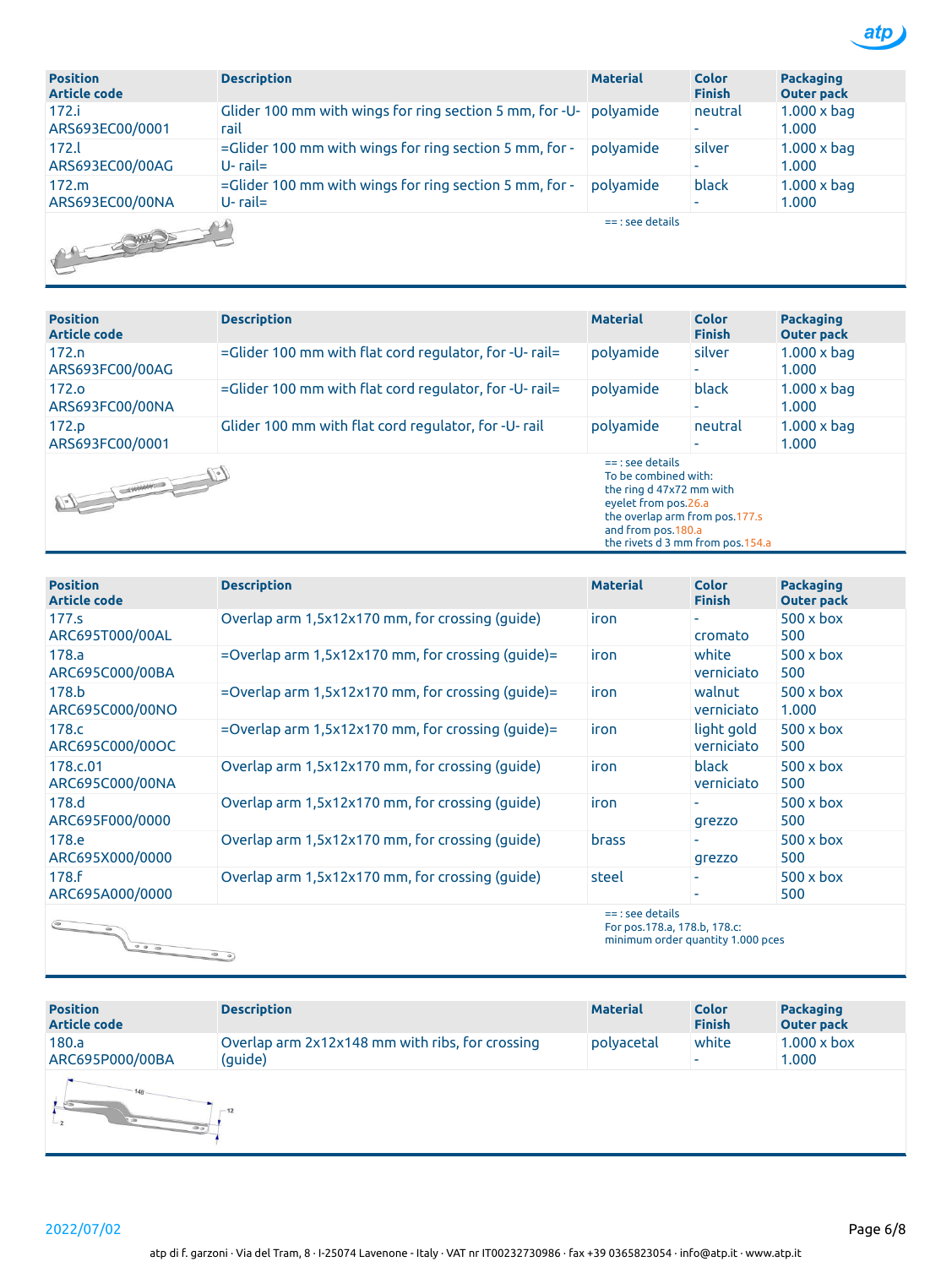| Position<br>Article code | Description | Material | Color<br>Finish | Packaging<br>Outer pack |
|---|---|---|---|---|
| 172.i<br>ARS693EC00/0001 | Glider 100 mm with wings for ring section 5 mm, for -U- rail | polyamide | neutral<br>- | 1.000 x bag<br>1.000 |
| 172.l<br>ARS693EC00/00AG | =Glider 100 mm with wings for ring section 5 mm, for -U- rail= | polyamide | silver<br>- | 1.000 x bag<br>1.000 |
| 172.m<br>ARS693EC00/00NA | =Glider 100 mm with wings for ring section 5 mm, for -U- rail= | polyamide | black<br>- | 1.000 x bag<br>1.000 |

== : see details

| Position<br>Article code | Description | Material | Color<br>Finish | Packaging<br>Outer pack |
|---|---|---|---|---|
| 172.n<br>ARS693FC00/00AG | =Glider 100 mm with flat cord regulator, for -U- rail= | polyamide | silver<br>- | 1.000 x bag<br>1.000 |
| 172.o<br>ARS693FC00/00NA | =Glider 100 mm with flat cord regulator, for -U- rail= | polyamide | black<br>- | 1.000 x bag<br>1.000 |
| 172.p<br>ARS693FC00/0001 | Glider 100 mm with flat cord regulator, for -U- rail | polyamide | neutral<br>- | 1.000 x bag<br>1.000 |

== : see details
To be combined with:
the ring d 47x72 mm with eyelet from pos.26.a
the overlap arm from pos.177.s
and from pos.180.a
the rivets d 3 mm from pos.154.a

| Position<br>Article code | Description | Material | Color<br>Finish | Packaging<br>Outer pack |
|---|---|---|---|---|
| 177.s<br>ARC695T000/00AL | Overlap arm 1,5x12x170 mm, for crossing (guide) | iron | -<br>cromato | 500 x box<br>500 |
| 178.a<br>ARC695C000/00BA | =Overlap arm 1,5x12x170 mm, for crossing (guide)= | iron | white<br>verniciato | 500 x box<br>500 |
| 178.b<br>ARC695C000/00NO | =Overlap arm 1,5x12x170 mm, for crossing (guide)= | iron | walnut<br>verniciato | 500 x box<br>1.000 |
| 178.c<br>ARC695C000/00OC | =Overlap arm 1,5x12x170 mm, for crossing (guide)= | iron | light gold<br>verniciato | 500 x box<br>500 |
| 178.c.01<br>ARC695C000/00NA | Overlap arm 1,5x12x170 mm, for crossing (guide) | iron | black<br>verniciato | 500 x box<br>500 |
| 178.d<br>ARC695F000/0000 | Overlap arm 1,5x12x170 mm, for crossing (guide) | iron | -<br>grezzo | 500 x box<br>500 |
| 178.e<br>ARC695X000/0000 | Overlap arm 1,5x12x170 mm, for crossing (guide) | brass | -<br>grezzo | 500 x box<br>500 |
| 178.f<br>ARC695A000/0000 | Overlap arm 1,5x12x170 mm, for crossing (guide) | steel | -<br>- | 500 x box<br>500 |

== : see details
For pos.178.a, 178.b, 178.c:
minimum order quantity 1.000 pces

| Position<br>Article code | Description | Material | Color<br>Finish | Packaging<br>Outer pack |
|---|---|---|---|---|
| 180.a<br>ARC695P000/00BA | Overlap arm 2x12x148 mm with ribs, for crossing (guide) | polyacetal | white<br>- | 1.000 x box<br>1.000 |

2022/07/02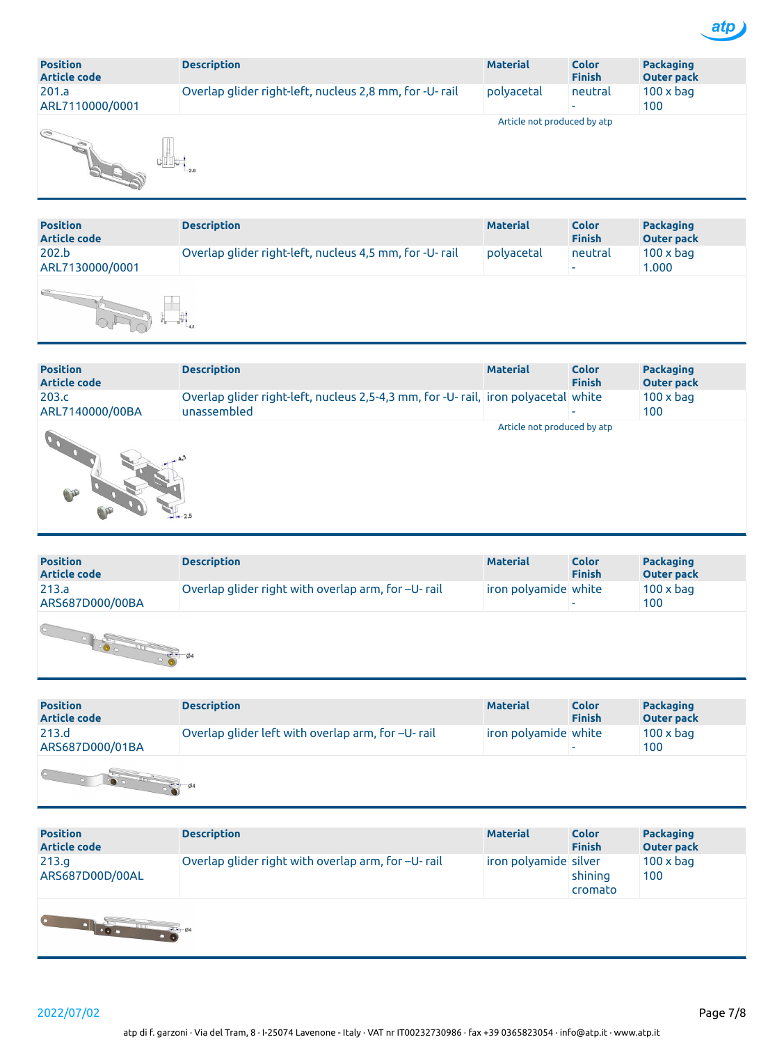| Position<br>Article code | Description | Material | Color<br>Finish | Packaging<br>Outer pack |
|---|---|---|---|---|
| 201.a<br>ARL7110000/0001 | Overlap glider right-left, nucleus 2,8 mm, for -U- rail | polyacetal | neutral<br>- | 100 x bag<br>100 |

Article not produced by atp

| Position<br>Article code | Description | Material | Color<br>Finish | Packaging<br>Outer pack |
|---|---|---|---|---|
| 202.b<br>ARL7130000/0001 | Overlap glider right-left, nucleus 4,5 mm, for -U- rail | polyacetal | neutral<br>- | 100 x bag<br>1.000 |

| Position<br>Article code | Description | Material | Color<br>Finish | Packaging<br>Outer pack |
|---|---|---|---|---|
| 203.c<br>ARL7140000/00BA | Overlap glider right-left, nucleus 2,5-4,3 mm, for -U- rail, unassembled | iron polyacetal | white<br>- | 100 x bag<br>100 |

Article not produced by atp

| Position<br>Article code | Description | Material | Color<br>Finish | Packaging<br>Outer pack |
|---|---|---|---|---|
| 213.a<br>ARS687D000/00BA | Overlap glider right with overlap arm, for –U- rail | iron polyamide | white<br>- | 100 x bag<br>100 |

| Position<br>Article code | Description | Material | Color<br>Finish | Packaging<br>Outer pack |
|---|---|---|---|---|
| 213.d<br>ARS687D000/01BA | Overlap glider left with overlap arm, for –U- rail | iron polyamide | white<br>- | 100 x bag<br>100 |

| Position<br>Article code | Description | Material | Color<br>Finish | Packaging<br>Outer pack |
|---|---|---|---|---|
| 213.g<br>ARS687D00D/00AL | Overlap glider right with overlap arm, for –U- rail | iron polyamide | silver<br>shining<br>cromato | 100 x bag<br>100 |

2022/07/02

atp di f. garzoni · Via del Tram, 8 · I-25074 Lavenone - Italy · VAT nr IT00232730986 · fax +39 0365823054 · info@atp.it · www.atp.it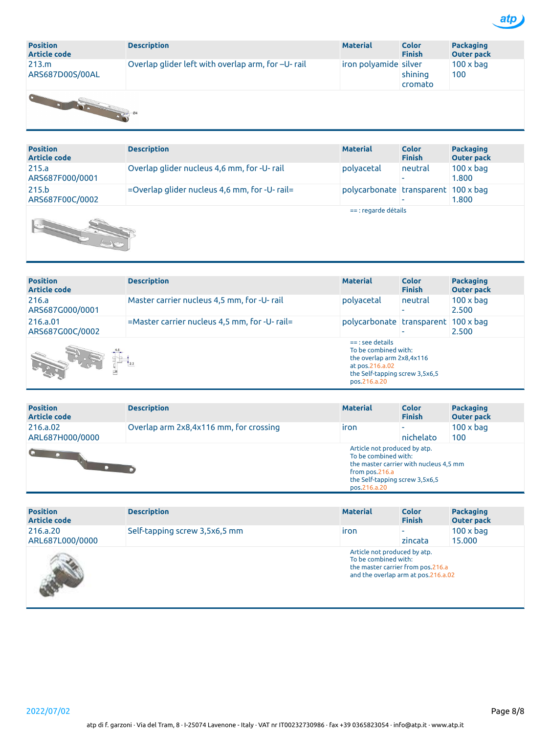| Position<br>Article code | Description | Material | Color<br>Finish | Packaging<br>Outer pack |
|---|---|---|---|---|
| 213.m<br>ARS687D00S/00AL | Overlap glider left with overlap arm, for –U- rail | iron polyamide | silver<br>shining<br>cromato | 100 x bag<br>100 |

| Position<br>Article code | Description | Material | Color<br>Finish | Packaging<br>Outer pack |
|---|---|---|---|---|
| 215.a<br>ARS687F000/0001 | Overlap glider nucleus 4,6 mm, for -U- rail | polyacetal | neutral<br>- | 100 x bag<br>1.800 |
| 215.b<br>ARS687F00C/0002 | =Overlap glider nucleus 4,6 mm, for -U- rail= | polycarbonate | transparent<br>- | 100 x bag<br>1.800 |

== : regarde détails

| Position<br>Article code | Description | Material | Color<br>Finish | Packaging<br>Outer pack |
|---|---|---|---|---|
| 216.a<br>ARS687G000/0001 | Master carrier nucleus 4,5 mm, for -U- rail | polyacetal | neutral<br>- | 100 x bag<br>2.500 |
| 216.a.01<br>ARS687G00C/0002 | =Master carrier nucleus 4,5 mm, for -U- rail= | polycarbonate | transparent<br>- | 100 x bag<br>2.500 |

== : see details
To be combined with:
the overlap arm 2x8,4x116
at pos.216.a.02
the Self-tapping screw 3,5x6,5
pos.216.a.20

| Position<br>Article code | Description | Material | Color<br>Finish | Packaging<br>Outer pack |
|---|---|---|---|---|
| 216.a.02<br>ARL687H000/0000 | Overlap arm 2x8,4x116 mm, for crossing | iron | -<br>nichelato | 100 x bag<br>100 |

Article not produced by atp.
To be combined with:
the master carrier with nucleus 4,5 mm
from pos.216.a
the Self-tapping screw 3,5x6,5
pos.216.a.20

| Position<br>Article code | Description | Material | Color<br>Finish | Packaging<br>Outer pack |
|---|---|---|---|---|
| 216.a.20<br>ARL687L000/0000 | Self-tapping screw 3,5x6,5 mm | iron | -<br>zincata | 100 x bag<br>15.000 |

Article not produced by atp.
To be combined with:
the master carrier from pos.216.a
and the overlap arm at pos.216.a.02

2022/07/02

atp di f. garzoni · Via del Tram, 8 · I-25074 Lavenone - Italy · VAT nr IT00232730986 · fax +39 0365823054 · info@atp.it · www.atp.it